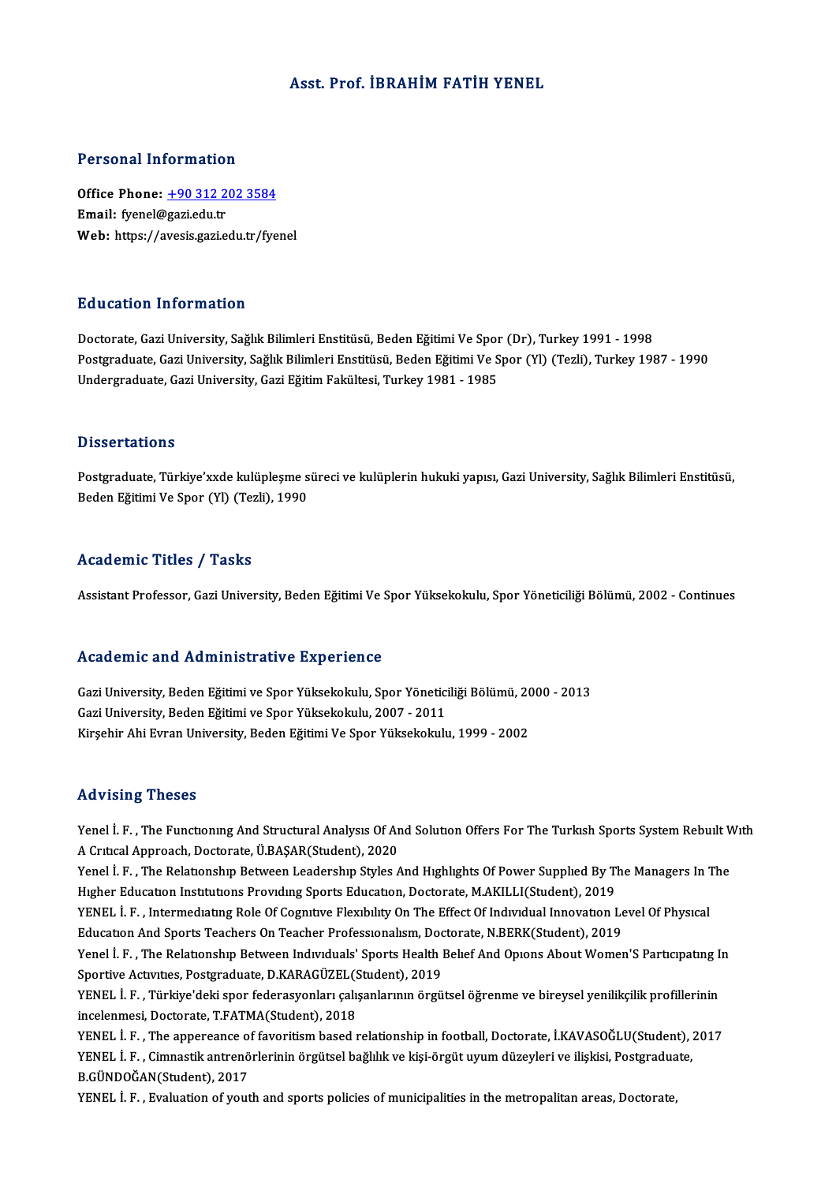# Asst. Prof. İBRAHİM FATİH YENEL

## Personal Information

**Office Phone:** +90 312 202 3584
**Email:** fyenel@gazi.edu.tr
**Web:** https://avesis.gazi.edu.tr/fyenel

## Education Information

Doctorate, Gazi University, Sağlık Bilimleri Enstitüsü, Beden Eğitimi Ve Spor (Dr), Turkey 1991 - 1998
Postgraduate, Gazi University, Sağlık Bilimleri Enstitüsü, Beden Eğitimi Ve Spor (Yl) (Tezli), Turkey 1987 - 1990
Undergraduate, Gazi University, Gazi Eğitim Fakültesi, Turkey 1981 - 1985

## Dissertations

Postgraduate, Türkiye'xxde kulüpleşme süreci ve kulüplerin hukuki yapısı, Gazi University, Sağlık Bilimleri Enstitüsü, Beden Eğitimi Ve Spor (Yl) (Tezli), 1990

## Academic Titles / Tasks

Assistant Professor, Gazi University, Beden Eğitimi Ve Spor Yüksekokulu, Spor Yöneticiliği Bölümü, 2002 - Continues

## Academic and Administrative Experience

Gazi University, Beden Eğitimi ve Spor Yüksekokulu, Spor Yöneticiliği Bölümü, 2000 - 2013
Gazi University, Beden Eğitimi ve Spor Yüksekokulu, 2007 - 2011
Kirşehir Ahi Evran University, Beden Eğitimi Ve Spor Yüksekokulu, 1999 - 2002

## Advising Theses

Yenel İ. F. , The Functioning And Structural Analysis Of And Solution Offers For The Turkish Sports System Rebuilt With A Critical Approach, Doctorate, Ü.BAŞAR(Student), 2020
Yenel İ. F. , The Relationship Between Leadership Styles And Highlights Of Power Supplied By The Managers In The Higher Education Institutions Providing Sports Education, Doctorate, M.AKILLI(Student), 2019
YENEL İ. F. , Intermediating Role Of Cognitive Flexibility On The Effect Of Individual Innovation Level Of Physical Education And Sports Teachers On Teacher Professionalism, Doctorate, N.BERK(Student), 2019
Yenel İ. F. , The Relationship Between Individuals' Sports Health Belief And Opions About Women'S Participating In Sportive Activities, Postgraduate, D.KARAGÜZEL(Student), 2019
YENEL İ. F. , Türkiye'deki spor federasyonları çalışanlarının örgütsel öğrenme ve bireysel yenilikçilik profillerinin incelenmesi, Doctorate, T.FATMA(Student), 2018
YENEL İ. F. , The appereance of favoritism based relationship in football, Doctorate, İ.KAVASOĞLU(Student), 2017
YENEL İ. F. , Cimnastik antrenörlerinin örgütsel bağlılık ve kişi-örgüt uyum düzeyleri ve ilişkisi, Postgraduate, B.GÜNDOĞAN(Student), 2017
YENEL İ. F. , Evaluation of youth and sports policies of municipalities in the metropolitan areas, Doctorate,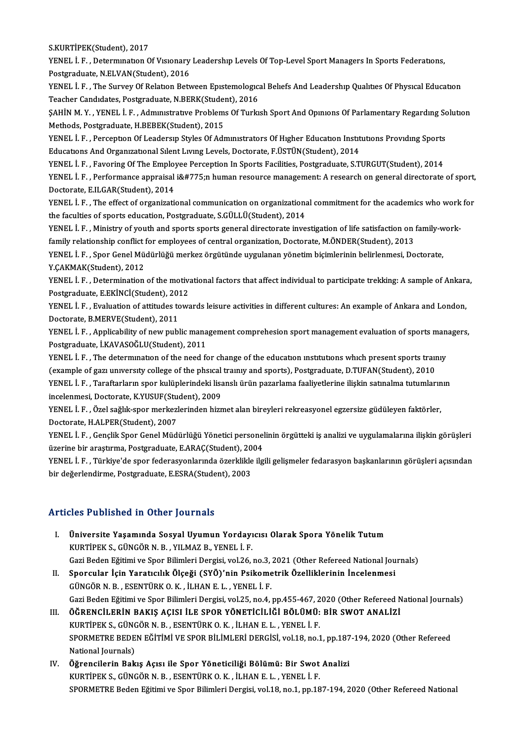S.KURTİPEK(Student), 2017

YENEL İ. F. , Determınatıon Of Vısıonary Leadershıp Levels Of Top-Level Sport Managers In Sports Federatıons, Postgraduate, N.ELVAN(Student), 2016

YENEL İ. F. , The Survey Of Relatıon Between Epıstemologıcal Belıefs And Leadershıp Qualıtıes Of Physıcal Educatıon Teacher Candıdates, Postgraduate, N.BERK(Student), 2016

ŞAHİN M. Y. , YENEL İ. F. , Admınıstratıve Problems Of Turkısh Sport And Opınıons Of Parlamentary Regardıng Solutıon Methods, Postgraduate, H.BEBEK(Student), 2015

YENEL İ. F. , Perceptıon Of Leadersıp Styles Of Admınıstrators Of Hıgher Educatıon Instıtutıons Provıdıng Sports Educatıons And Organızatıonal Sılent Lıvıng Levels, Doctorate, F.ÜSTÜN(Student), 2014

YENEL İ. F. , Favorıng Of The Employee Perceptıon In Sports Facılıtıes, Postgraduate, S.TURGUT(Student), 2014

YENEL İ. F. , Performance appraisal i&#775;n human resource management: A research on general directorate of sport, Doctorate, E.ILGAR(Student), 2014

YENEL İ. F. , The effect of organizational communication on organizational commitment for the academics who work for the faculties of sports education, Postgraduate, S.GÜLLÜ(Student), 2014

YENEL İ. F. , Ministry of youth and sports sports general directorate investigation of life satisfaction on family-work-family relationship conflict for employees of central organization, Doctorate, M.ÖNDER(Student), 2013

YENEL İ. F. , Spor Genel Müdürlüğü merkez örgütünde uygulanan yönetim biçimlerinin belirlenmesi, Doctorate, Y.ÇAKMAK(Student), 2012

YENEL İ. F. , Determination of the motivational factors that affect individual to participate trekking: A sample of Ankara, Postgraduate, E.EKİNCİ(Student), 2012

YENEL İ. F. , Evaluation of attitudes towards leisure activities in different cultures: An example of Ankara and London, Doctorate, B.MERVE(Student), 2011

YENEL İ. F. , Applicability of new public management comprehension sport management evaluation of sports managers, Postgraduate, İ.KAVASOĞLU(Student), 2011

YENEL İ. F. , The determınatıon of the need for change of the educatıon ınstıtutıons whıch present sports traınıy (example of gazı unıversıty college of the phsıcal traınıy and sports), Postgraduate, D.TUFAN(Student), 2010

YENEL İ. F. , Taraftarların spor kulüplerindeki lisanslı ürün pazarlama faaliyetlerine ilişkin satınalma tutumlarının incelenmesi, Doctorate, K.YUSUF(Student), 2009

YENEL İ. F. , Özel sağlık-spor merkezlerinden hizmet alan bireyleri rekreasyonel egzersize güdüleyen faktörler, Doctorate, H.ALPER(Student), 2007

YENEL İ. F. , Gençlik Spor Genel Müdürlüğü Yönetici personelinin örgütteki iş analizi ve uygulamalarına ilişkin görüşleri üzerine bir araştırma, Postgraduate, E.ARAÇ(Student), 2004

YENEL İ. F. , Türkiye'de spor federasyonlarında özerklikle ilgili gelişmeler fedarasyon başkanlarının görüşleri açısından bir değerlendirme, Postgraduate, E.ESRA(Student), 2003

## Articles Published in Other Journals

I. **Üniversite Yaşamında Sosyal Uyumun Yordayıcısı Olarak Spora Yönelik Tutum**
   KURTİPEK S., GÜNGÖR N. B. , YILMAZ B., YENEL İ. F.
   Gazi Beden Eğitimi ve Spor Bilimleri Dergisi, vol.26, no.3, 2021 (Other Refereed National Journals)
II. **Sporcular İçin Yaratıcılık Ölçeği (SYÖ)'nin Psikometrik Özelliklerinin İncelenmesi**
   GÜNGÖR N. B. , ESENTÜRK O. K. , İLHAN E. L. , YENEL İ. F.
   Gazi Beden Eğitimi ve Spor Bilimleri Dergisi, vol.25, no.4, pp.455-467, 2020 (Other Refereed National Journals)
III. **ÖĞRENCİLERİN BAKIŞ AÇISI İLE SPOR YÖNETİCİLİĞİ BÖLÜMÜ: BİR SWOT ANALİZİ**
   KURTİPEK S., GÜNGÖR N. B. , ESENTÜRK O. K. , İLHAN E. L. , YENEL İ. F.
   SPORMETRE BEDEN EĞİTİMİ VE SPOR BİLİMLERİ DERGİSİ, vol.18, no.1, pp.187-194, 2020 (Other Refereed National Journals)
IV. **Öğrencilerin Bakış Açısı ile Spor Yöneticiliği Bölümü: Bir Swot Analizi**
   KURTİPEK S., GÜNGÖR N. B. , ESENTÜRK O. K. , İLHAN E. L. , YENEL İ. F.
   SPORMETRE Beden Eğitimi ve Spor Bilimleri Dergisi, vol.18, no.1, pp.187-194, 2020 (Other Refereed National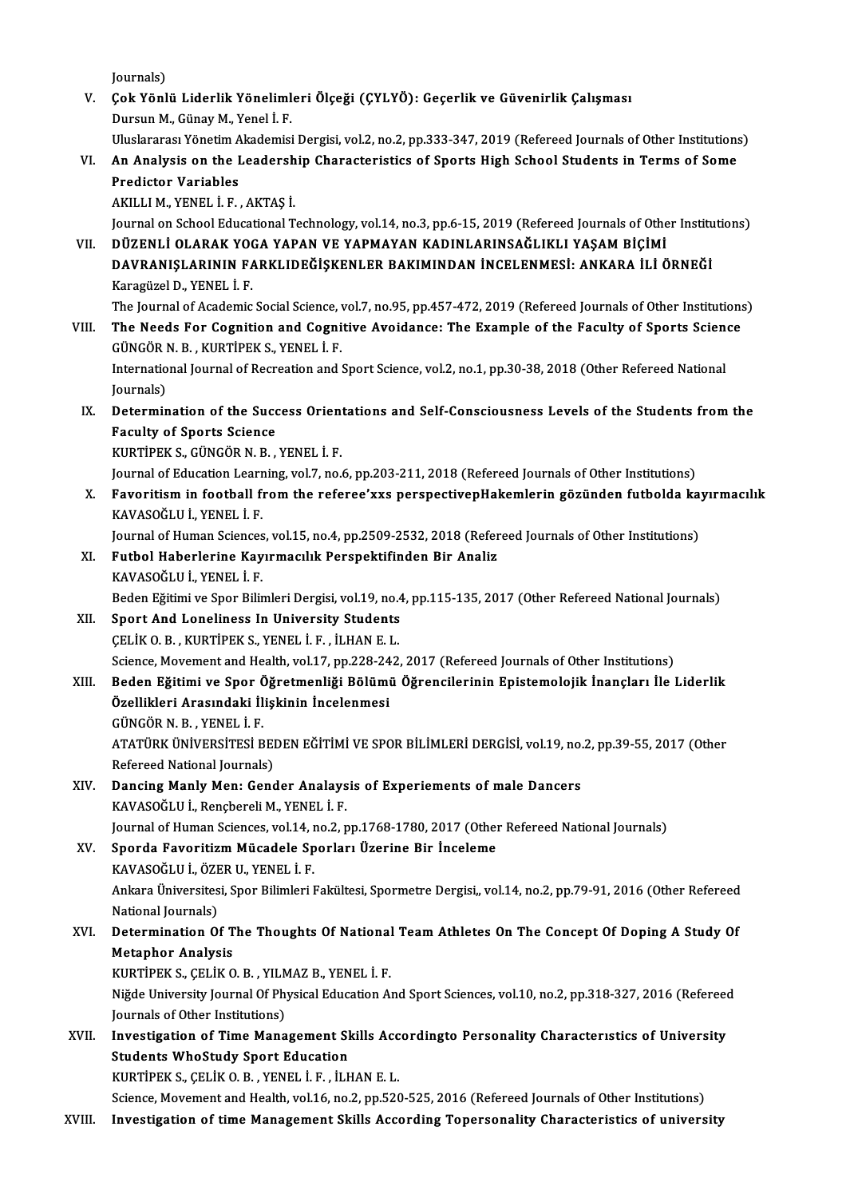Journals)

V. **Çok Yönlü Liderlik Yönelimleri Ölçeği (ÇYLYÖ): Geçerlik ve Güvenirlik Çalışması**
   Dursun M., Günay M., Yenel İ. F.
   Uluslararası Yönetim Akademisi Dergisi, vol.2, no.2, pp.333-347, 2019 (Refereed Journals of Other Institutions)

VI. **An Analysis on the Leadership Characteristics of Sports High School Students in Terms of Some Predictor Variables**
   AKILLI M., YENEL İ. F. , AKTAŞ İ.
   Journal on School Educational Technology, vol.14, no.3, pp.6-15, 2019 (Refereed Journals of Other Institutions)

VII. **DÜZENLİ OLARAK YOGA YAPAN VE YAPMAYAN KADINLARINSAĞLIKLI YAŞAM BİÇİMİ DAVRANIŞLARININ FARKLIDEĞİŞKENLER BAKIMINDAN İNCELENMESİ: ANKARA İLİ ÖRNEĞİ**
   Karagüzel D., YENEL İ. F.
   The Journal of Academic Social Science, vol.7, no.95, pp.457-472, 2019 (Refereed Journals of Other Institutions)

VIII. **The Needs For Cognition and Cognitive Avoidance: The Example of the Faculty of Sports Science**
   GÜNGÖR N. B. , KURTİPEK S., YENEL İ. F.
   International Journal of Recreation and Sport Science, vol.2, no.1, pp.30-38, 2018 (Other Refereed National Journals)

IX. **Determination of the Success Orientations and Self-Consciousness Levels of the Students from the Faculty of Sports Science**
   KURTİPEK S., GÜNGÖR N. B. , YENEL İ. F.
   Journal of Education Learning, vol.7, no.6, pp.203-211, 2018 (Refereed Journals of Other Institutions)

X. **Favoritism in football from the referee'xxs perspectiveHakemlerin gözünden futbolda kayırmacılık**
   KAVASOĞLU İ., YENEL İ. F.
   Journal of Human Sciences, vol.15, no.4, pp.2509-2532, 2018 (Refereed Journals of Other Institutions)

XI. **Futbol Haberlerine Kayırmacılık Perspektifinden Bir Analiz**
   KAVASOĞLU İ., YENEL İ. F.
   Beden Eğitimi ve Spor Bilimleri Dergisi, vol.19, no.4, pp.115-135, 2017 (Other Refereed National Journals)

XII. **Sport And Loneliness In University Students**
   ÇELİK O. B. , KURTİPEK S., YENEL İ. F. , İLHAN E. L.
   Science, Movement and Health, vol.17, pp.228-242, 2017 (Refereed Journals of Other Institutions)

XIII. **Beden Eğitimi ve Spor Öğretmenliği Bölümü Öğrencilerinin Epistemolojik İnançları İle Liderlik Özellikleri Arasındaki İlişkinin İncelenmesi**
   GÜNGÖR N. B. , YENEL İ. F.
   ATATÜRK ÜNİVERSİTESİ BEDEN EĞİTİMİ VE SPOR BİLİMLERİ DERGİSİ, vol.19, no.2, pp.39-55, 2017 (Other Refereed National Journals)

XIV. **Dancing Manly Men: Gender Analaysis of Experiements of male Dancers**
   KAVASOĞLU İ., Rençbereli M., YENEL İ. F.
   Journal of Human Sciences, vol.14, no.2, pp.1768-1780, 2017 (Other Refereed National Journals)

XV. **Sporda Favoritizm Mücadele Sporları Üzerine Bir İnceleme**
   KAVASOĞLU İ., ÖZER U., YENEL İ. F.
   Ankara Üniversitesi, Spor Bilimleri Fakültesi, Spormetre Dergisi,, vol.14, no.2, pp.79-91, 2016 (Other Refereed National Journals)

XVI. **Determination Of The Thoughts Of National Team Athletes On The Concept Of Doping A Study Of Metaphor Analysis**
   KURTİPEK S., ÇELİK O. B. , YILMAZ B., YENEL İ. F.
   Niğde University Journal Of Physical Education And Sport Sciences, vol.10, no.2, pp.318-327, 2016 (Refereed Journals of Other Institutions)

XVII. **Investigation of Time Management Skills Accordingto Personality Characterıstics of University Students WhoStudy Sport Education**
   KURTİPEK S., ÇELİK O. B. , YENEL İ. F. , İLHAN E. L.
   Science, Movement and Health, vol.16, no.2, pp.520-525, 2016 (Refereed Journals of Other Institutions)

XVIII. **Investigation of time Management Skills According Topersonality Characteristics of university**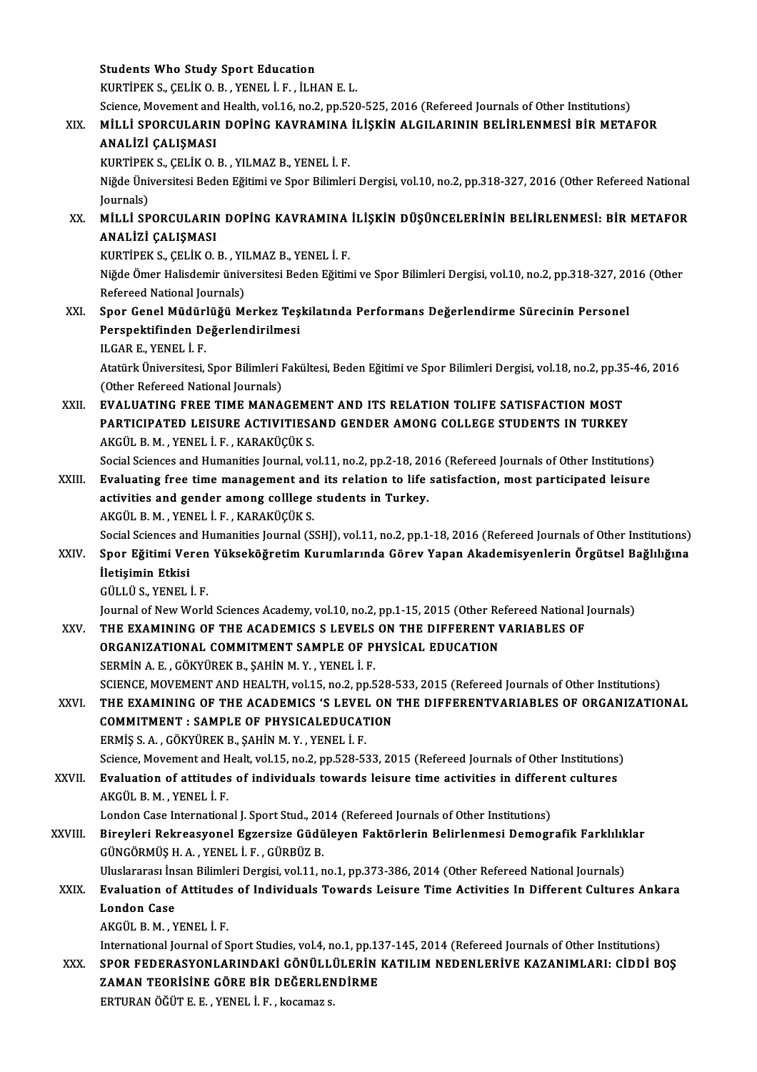Students Who Study Sport Education
KURTİPEK S., ÇELİK O. B. , YENEL İ. F. , İLHAN E. L.
Science, Movement and Health, vol.16, no.2, pp.520-525, 2016 (Refereed Journals of Other Institutions)

XIX. **MİLLİ SPORCULARIN DOPİNG KAVRAMINA İLİŞKİN ALGILARININ BELİRLENMESİ BİR METAFOR ANALİZİ ÇALIŞMASI**
KURTİPEK S., ÇELİK O. B. , YILMAZ B., YENEL İ. F.
Niğde Üniversitesi Beden Eğitimi ve Spor Bilimleri Dergisi, vol.10, no.2, pp.318-327, 2016 (Other Refereed National Journals)

XX. **MİLLİ SPORCULARIN DOPİNG KAVRAMINA İLİŞKİN DÜŞÜNCELERİNİN BELİRLENMESİ: BİR METAFOR ANALİZİ ÇALIŞMASI**
KURTİPEK S., ÇELİK O. B. , YILMAZ B., YENEL İ. F.
Niğde Ömer Halisdemir üniversitesi Beden Eğitimi ve Spor Bilimleri Dergisi, vol.10, no.2, pp.318-327, 2016 (Other Refereed National Journals)

XXI. **Spor Genel Müdürlüğü Merkez Teşkilatında Performans Değerlendirme Sürecinin Personel Perspektifinden Değerlendirilmesi**
ILGAR E., YENEL İ. F.
Atatürk Üniversitesi, Spor Bilimleri Fakültesi, Beden Eğitimi ve Spor Bilimleri Dergisi, vol.18, no.2, pp.35-46, 2016 (Other Refereed National Journals)

XXII. **EVALUATING FREE TIME MANAGEMENT AND ITS RELATION TOLIFE SATISFACTION MOST PARTICIPATED LEISURE ACTIVITIESAND GENDER AMONG COLLEGE STUDENTS IN TURKEY**
AKGÜL B. M. , YENEL İ. F. , KARAKÜÇÜK S.
Social Sciences and Humanities Journal, vol.11, no.2, pp.2-18, 2016 (Refereed Journals of Other Institutions)

XXIII. **Evaluating free time management and its relation to life satisfaction, most participated leisure activities and gender among colllege students in Turkey.**
AKGÜL B. M. , YENEL İ. F. , KARAKÜÇÜK S.
Social Sciences and Humanities Journal (SSHJ), vol.11, no.2, pp.1-18, 2016 (Refereed Journals of Other Institutions)

XXIV. **Spor Eğitimi Veren Yükseköğretim Kurumlarında Görev Yapan Akademisyenlerin Örgütsel Bağlılığına İletişimin Etkisi**
GÜLLÜ S., YENEL İ. F.
Journal of New World Sciences Academy, vol.10, no.2, pp.1-15, 2015 (Other Refereed National Journals)

XXV. **THE EXAMINING OF THE ACADEMICS S LEVELS ON THE DIFFERENT VARIABLES OF ORGANIZATIONAL COMMITMENT SAMPLE OF PHYSİCAL EDUCATION**
SERMİN A. E. , GÖKYÜREK B., ŞAHİN M. Y. , YENEL İ. F.
SCIENCE, MOVEMENT AND HEALTH, vol.15, no.2, pp.528-533, 2015 (Refereed Journals of Other Institutions)

XXVI. **THE EXAMINING OF THE ACADEMICS 'S LEVEL ON THE DIFFERENTVARIABLES OF ORGANIZATIONAL COMMITMENT : SAMPLE OF PHYSICALEDUCATION**
ERMİŞ S. A. , GÖKYÜREK B., ŞAHİN M. Y. , YENEL İ. F.
Science, Movement and Healt, vol.15, no.2, pp.528-533, 2015 (Refereed Journals of Other Institutions)

XXVII. **Evaluation of attitudes of individuals towards leisure time activities in different cultures**
AKGÜL B. M. , YENEL İ. F.
London Case International J. Sport Stud., 2014 (Refereed Journals of Other Institutions)

XXVIII. **Bireyleri Rekreasyonel Egzersize Güdüleyen Faktörlerin Belirlenmesi Demografik Farklılıklar**
GÜNGÖRMÜŞ H. A. , YENEL İ. F. , GÜRBÜZ B.
Uluslararası İnsan Bilimleri Dergisi, vol.11, no.1, pp.373-386, 2014 (Other Refereed National Journals)

XXIX. **Evaluation of Attitudes of Individuals Towards Leisure Time Activities In Different Cultures Ankara London Case**
AKGÜL B. M. , YENEL İ. F.
International Journal of Sport Studies, vol.4, no.1, pp.137-145, 2014 (Refereed Journals of Other Institutions)

XXX. **SPOR FEDERASYONLARINDAKİ GÖNÜLLÜLERİN KATILIM NEDENLERİVE KAZANIMLARI: CİDDİ BOŞ ZAMAN TEORİSİNE GÖRE BİR DEĞERLENDİRME**
ERTURAN ÖĞÜT E. E. , YENEL İ. F. , kocamaz s.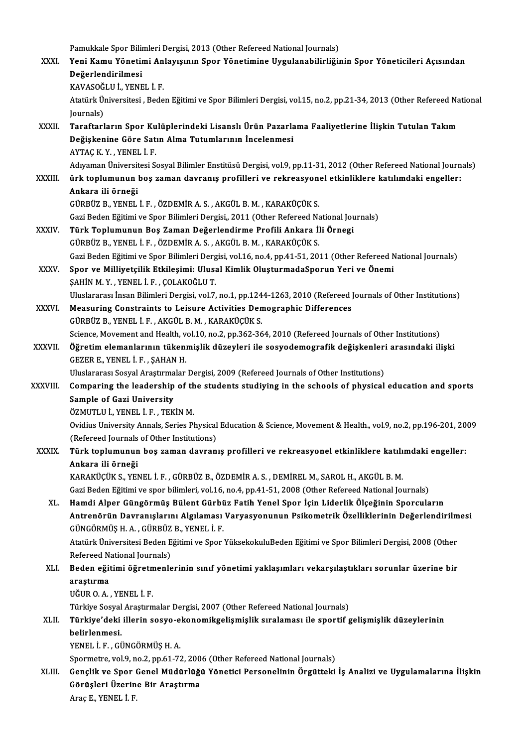Pamukkale Spor Bilimleri Dergisi, 2013 (Other Refereed National Journals)

XXXI. **Yeni Kamu Yönetimi Anlayışının Spor Yönetimine Uygulanabilirliğinin Spor Yöneticileri Açısından Değerlendirilmesi**
KAVASOĞLU İ., YENEL İ. F.
Atatürk Üniversitesi , Beden Eğitimi ve Spor Bilimleri Dergisi, vol.15, no.2, pp.21-34, 2013 (Other Refereed National Journals)

XXXII. **Taraftarların Spor Kulüplerindeki Lisanslı Ürün Pazarlama Faaliyetlerine İlişkin Tutulan Takım Değişkenine Göre Satın Alma Tutumlarının İncelenmesi**
AYTAÇ K. Y. , YENEL İ. F.
Adıyaman Üniversitesi Sosyal Bilimler Enstitüsü Dergisi, vol.9, pp.11-31, 2012 (Other Refereed National Journals)

XXXIII. **ürk toplumunun boş zaman davranış profilleri ve rekreasyonel etkinliklere katılımdaki engeller: Ankara ili örneği**
GÜRBÜZ B., YENEL İ. F. , ÖZDEMİR A. S. , AKGÜL B. M. , KARAKÜÇÜK S.
Gazi Beden Eğitimi ve Spor Bilimleri Dergisi,, 2011 (Other Refereed National Journals)

XXXIV. **Türk Toplumunun Boş Zaman Değerlendirme Profili Ankara İli Örnegi**
GÜRBÜZ B., YENEL İ. F. , ÖZDEMİR A. S. , AKGÜL B. M. , KARAKÜÇÜK S.
Gazi Beden Eğitimi ve Spor Bilimleri Dergisi, vol.16, no.4, pp.41-51, 2011 (Other Refereed National Journals)

XXXV. **Spor ve Milliyetçilik Etkileşimi: Ulusal Kimlik OluşturmadaSporun Yeri ve Önemi**
ŞAHİN M. Y. , YENEL İ. F. , ÇOLAKOĞLU T.
Uluslararası İnsan Bilimleri Dergisi, vol.7, no.1, pp.1244-1263, 2010 (Refereed Journals of Other Institutions)

XXXVI. **Measuring Constraints to Leisure Activities Demographic Differences**
GÜRBÜZ B., YENEL İ. F. , AKGÜL B. M. , KARAKÜÇÜK S.
Science, Movement and Health, vol.10, no.2, pp.362-364, 2010 (Refereed Journals of Other Institutions)

XXXVII. **Öğretim elemanlarının tükenmişlik düzeyleri ile sosyodemografik değişkenleri arasındaki ilişki**
GEZER E., YENEL İ. F. , ŞAHAN H.
Uluslararası Sosyal Araştırmalar Dergisi, 2009 (Refereed Journals of Other Institutions)

XXXVIII. **Comparing the leadership of the students studiying in the schools of physical education and sports Sample of Gazi University**
ÖZMUTLU İ., YENEL İ. F. , TEKİN M.
Ovidius University Annals, Series Physical Education & Science, Movement & Health., vol.9, no.2, pp.196-201, 2009 (Refereed Journals of Other Institutions)

XXXIX. **Türk toplumunun boş zaman davranış profilleri ve rekreasyonel etkinliklere katılımdaki engeller: Ankara ili örneği**
KARAKÜÇÜK S., YENEL İ. F. , GÜRBÜZ B., ÖZDEMİR A. S. , DEMİREL M., SAROL H., AKGÜL B. M.
Gazi Beden Eğitimi ve spor bilimleri, vol.16, no.4, pp.41-51, 2008 (Other Refereed National Journals)

XL. **Hamdi Alper Güngörmüş Bülent Gürbüz Fatih Yenel Spor İçin Liderlik Ölçeğinin Sporcuların Antrenörün Davranışlarını Algılaması Varyasyonunun Psikometrik Özelliklerinin Değerlendirilmesi**
GÜNGÖRMÜŞ H. A. , GÜRBÜZ B., YENEL İ. F.
Atatürk Üniversitesi Beden Eğitimi ve Spor YüksekokuluBeden Eğitimi ve Spor Bilimleri Dergisi, 2008 (Other Refereed National Journals)

XLI. **Beden eğitimi öğretmenlerinin sınıf yönetimi yaklaşımları vekarşılaştıkları sorunlar üzerine bir araştırma**
UĞUR O. A. , YENEL İ. F.
Türkiye Sosyal Araştırmalar Dergisi, 2007 (Other Refereed National Journals)

XLII. **Türkiye'deki illerin sosyo-ekonomikgelişmişlik sıralaması ile sportif gelişmişlik düzeylerinin belirlenmesi.**
YENEL İ. F. , GÜNGÖRMÜŞ H. A.
Spormetre, vol.9, no.2, pp.61-72, 2006 (Other Refereed National Journals)

XLIII. **Gençlik ve Spor Genel Müdürlüğü Yönetici Personelinin Örgütteki İş Analizi ve Uygulamalarına İlişkin Görüşleri Üzerine Bir Araştırma**
Araç E., YENEL İ. F.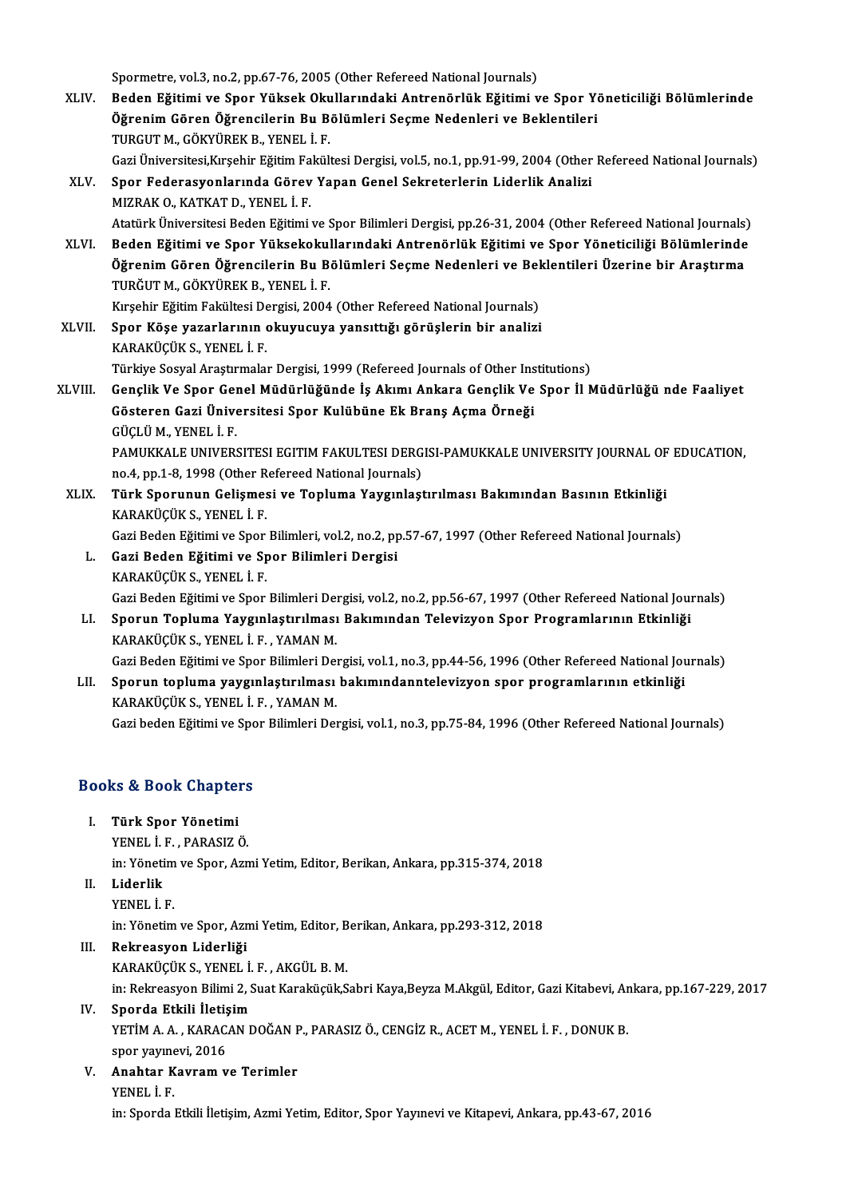Spormetre, vol.3, no.2, pp.67-76, 2005 (Other Refereed National Journals)

XLIV. **Beden Eğitimi ve Spor Yüksek Okullarındaki Antrenörlük Eğitimi ve Spor Yöneticiliği Bölümlerinde Öğrenim Gören Öğrencilerin Bu Bölümleri Seçme Nedenleri ve Beklentileri**
TURGUT M., GÖKYÜREK B., YENEL İ. F.
Gazi Üniversitesi,Kırşehir Eğitim Fakültesi Dergisi, vol.5, no.1, pp.91-99, 2004 (Other Refereed National Journals)

XLV. **Spor Federasyonlarında Görev Yapan Genel Sekreterlerin Liderlik Analizi**
MIZRAK O., KATKAT D., YENEL İ. F.
Atatürk Üniversitesi Beden Eğitimi ve Spor Bilimleri Dergisi, pp.26-31, 2004 (Other Refereed National Journals)

XLVI. **Beden Eğitimi ve Spor Yüksekokullarındaki Antrenörlük Eğitimi ve Spor Yöneticiliği Bölümlerinde Öğrenim Gören Öğrencilerin Bu Bölümleri Seçme Nedenleri ve Beklentileri Üzerine bir Araştırma**
TURĞUT M., GÖKYÜREK B., YENEL İ. F.
Kırşehir Eğitim Fakültesi Dergisi, 2004 (Other Refereed National Journals)

XLVII. **Spor Köşe yazarlarının okuyucuya yansıttığı görüşlerin bir analizi**
KARAKÜÇÜK S., YENEL İ. F.
Türkiye Sosyal Araştırmalar Dergisi, 1999 (Refereed Journals of Other Institutions)

XLVIII. **Gençlik Ve Spor Genel Müdürlüğünde İş Akımı Ankara Gençlik Ve Spor İl Müdürlüğü nde Faaliyet Gösteren Gazi Üniversitesi Spor Kulübüne Ek Branş Açma Örneği**
GÜÇLÜ M., YENEL İ. F.
PAMUKKALE UNIVERSITESI EGITIM FAKULTESI DERGISI-PAMUKKALE UNIVERSITY JOURNAL OF EDUCATION, no.4, pp.1-8, 1998 (Other Refereed National Journals)

XLIX. **Türk Sporunun Gelişmesi ve Topluma Yaygınlaştırılması Bakımından Basının Etkinliği**
KARAKÜÇÜK S., YENEL İ. F.
Gazi Beden Eğitimi ve Spor Bilimleri, vol.2, no.2, pp.57-67, 1997 (Other Refereed National Journals)

L. **Gazi Beden Eğitimi ve Spor Bilimleri Dergisi**
KARAKÜÇÜK S., YENEL İ. F.
Gazi Beden Eğitimi ve Spor Bilimleri Dergisi, vol.2, no.2, pp.56-67, 1997 (Other Refereed National Journals)

LI. **Sporun Topluma Yaygınlaştırılması Bakımından Televizyon Spor Programlarının Etkinliği**
KARAKÜÇÜK S., YENEL İ. F. , YAMAN M.
Gazi Beden Eğitimi ve Spor Bilimleri Dergisi, vol.1, no.3, pp.44-56, 1996 (Other Refereed National Journals)

LII. **Sporun topluma yaygınlaştırılması bakımındanntelevizyon spor programlarının etkinliği**
KARAKÜÇÜK S., YENEL İ. F. , YAMAN M.
Gazi beden Eğitimi ve Spor Bilimleri Dergisi, vol.1, no.3, pp.75-84, 1996 (Other Refereed National Journals)

## Books & Book Chapters

I. **Türk Spor Yönetimi**
YENEL İ. F. , PARASIZ Ö.
in: Yönetim ve Spor, Azmi Yetim, Editor, Berikan, Ankara, pp.315-374, 2018

II. **Liderlik**
YENEL İ. F.
in: Yönetim ve Spor, Azmi Yetim, Editor, Berikan, Ankara, pp.293-312, 2018

III. **Rekreasyon Liderliği**
KARAKÜÇÜK S., YENEL İ. F. , AKGÜL B. M.
in: Rekreasyon Bilimi 2, Suat Karaküçük,Sabri Kaya,Beyza M.Akgül, Editor, Gazi Kitabevi, Ankara, pp.167-229, 2017

IV. **Sporda Etkili İletişim**
YETİM A. A. , KARACAN DOĞAN P., PARASIZ Ö., CENGİZ R., ACET M., YENEL İ. F. , DONUK B.
spor yayınevi, 2016

V. **Anahtar Kavram ve Terimler**
YENEL İ. F.
in: Sporda Etkili İletişim, Azmi Yetim, Editor, Spor Yayınevi ve Kitapevi, Ankara, pp.43-67, 2016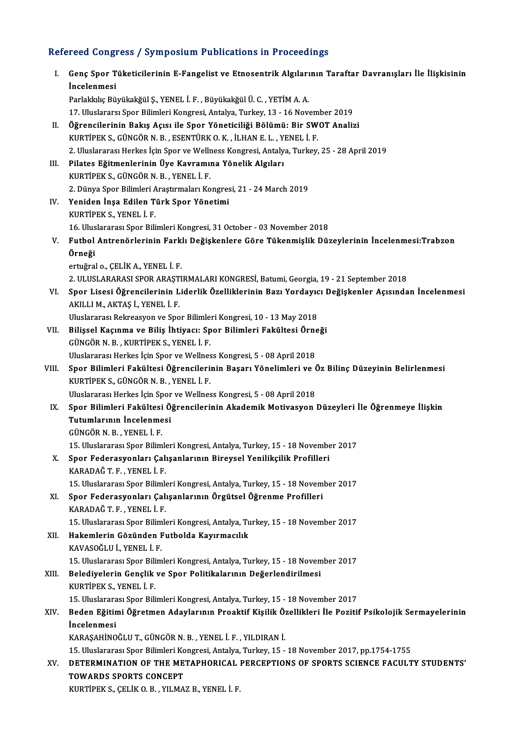## Refereed Congress / Symposium Publications in Proceedings

I. **Genç Spor Tüketicilerinin E-Fangelist ve Etnosentrik Algılarının Taraftar Davranışları İle İlişkisinin İncelenmesi**
   Parlakkılıç Büyükakğül Ş., YENEL İ. F. , Büyükakğül Ü. C. , YETİM A. A.
   17. Uluslararsı Spor Bilimleri Kongresi, Antalya, Turkey, 13 - 16 November 2019

II. **Öğrencilerinin Bakış Açısı ile Spor Yöneticiliği Bölümü: Bir SWOT Analizi**
   KURTİPEK S., GÜNGÖR N. B. , ESENTÜRK O. K. , İLHAN E. L. , YENEL İ. F.
   2. Uluslararası Herkes İçin Spor ve Wellness Kongresi, Antalya, Turkey, 25 - 28 April 2019

III. **Pilates Eğitmenlerinin Üye Kavramına Yönelik Algıları**
   KURTİPEK S., GÜNGÖR N. B. , YENEL İ. F.
   2. Dünya Spor Bilimleri Araştırmaları Kongresi, 21 - 24 March 2019

IV. **Yeniden İnşa Edilen Türk Spor Yönetimi**
   KURTİPEK S., YENEL İ. F.
   16. Uluslararası Spor Bilimleri Kongresi, 31 October - 03 November 2018

V. **Futbol Antrenörlerinin Farklı Değişkenlere Göre Tükenmişlik Düzeylerinin İncelenmesi:Trabzon Örneği**
   ertuğral o., ÇELİK A., YENEL İ. F.
   2. ULUSLARARASI SPOR ARAŞTIRMALARI KONGRESİ, Batumi, Georgia, 19 - 21 September 2018

VI. **Spor Lisesi Öğrencilerinin Liderlik Özelliklerinin Bazı Yordayıcı Değişkenler Açısından İncelenmesi**
   AKILLI M., AKTAŞ İ., YENEL İ. F.
   Uluslararası Rekreasyon ve Spor Bilimleri Kongresi, 10 - 13 May 2018

VII. **Bilişsel Kaçınma ve Biliş İhtiyacı: Spor Bilimleri Fakültesi Örneği**
   GÜNGÖR N. B. , KURTİPEK S., YENEL İ. F.
   Uluslararası Herkes İçin Spor ve Wellness Kongresi, 5 - 08 April 2018

VIII. **Spor Bilimleri Fakültesi Öğrencilerinin Başarı Yönelimleri ve Öz Bilinç Düzeyinin Belirlenmesi**
   KURTİPEK S., GÜNGÖR N. B. , YENEL İ. F.
   Uluslararası Herkes İçin Spor ve Wellness Kongresi, 5 - 08 April 2018

IX. **Spor Bilimleri Fakültesi Öğrencilerinin Akademik Motivasyon Düzeyleri İle Öğrenmeye İlişkin Tutumlarının İncelenmesi**
   GÜNGÖR N. B. , YENEL İ. F.
   15. Uluslararası Spor Bilimleri Kongresi, Antalya, Turkey, 15 - 18 November 2017

X. **Spor Federasyonları Çalışanlarının Bireysel Yenilikçilik Profilleri**
   KARADAĞ T. F. , YENEL İ. F.
   15. Uluslararası Spor Bilimleri Kongresi, Antalya, Turkey, 15 - 18 November 2017

XI. **Spor Federasyonları Çalışanlarının Örgütsel Öğrenme Profilleri**
   KARADAĞ T. F. , YENEL İ. F.
   15. Uluslararası Spor Bilimleri Kongresi, Antalya, Turkey, 15 - 18 November 2017

XII. **Hakemlerin Gözünden Futbolda Kayırmacılık**
   KAVASOĞLU İ., YENEL İ. F.
   15. Uluslararası Spor Bilimleri Kongresi, Antalya, Turkey, 15 - 18 November 2017

XIII. **Belediyelerin Gençlik ve Spor Politikalarının Değerlendirilmesi**
   KURTİPEK S., YENEL İ. F.
   15. Uluslararası Spor Bilimleri Kongresi, Antalya, Turkey, 15 - 18 November 2017

XIV. **Beden Eğitimi Öğretmen Adaylarının Proaktif Kişilik Özellikleri İle Pozitif Psikolojik Sermayelerinin İncelenmesi**
   KARAŞAHİNOĞLU T., GÜNGÖR N. B. , YENEL İ. F. , YILDIRAN İ.
   15. Uluslararası Spor Bilimleri Kongresi, Antalya, Turkey, 15 - 18 November 2017, pp.1754-1755

XV. **DETERMINATION OF THE METAPHORICAL PERCEPTIONS OF SPORTS SCIENCE FACULTY STUDENTS' TOWARDS SPORTS CONCEPT**
   KURTİPEK S., ÇELİK O. B. , YILMAZ B., YENEL İ. F.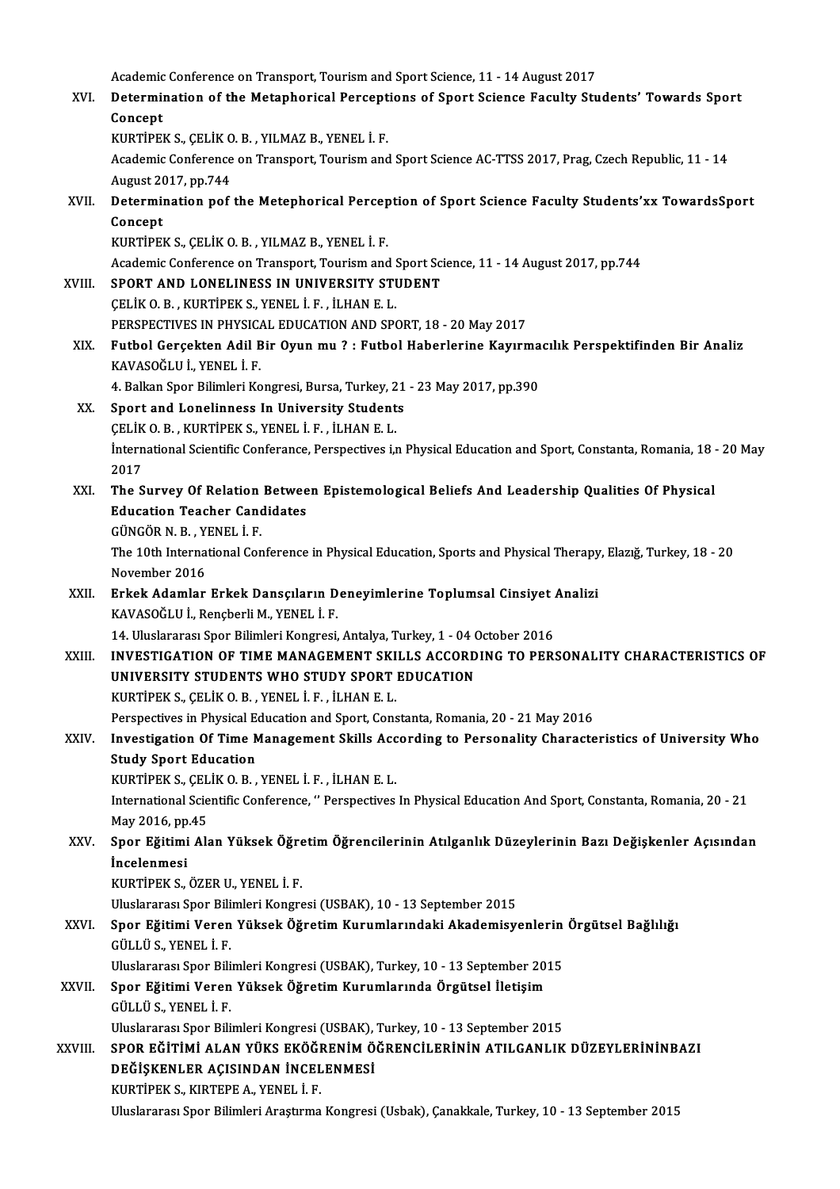Academic Conference on Transport, Tourism and Sport Science, 11 - 14 August 2017

XVI. **Determination of the Metaphorical Perceptions of Sport Science Faculty Students' Towards Sport Concept**
KURTİPEK S., ÇELİK O. B. , YILMAZ B., YENEL İ. F.
Academic Conference on Transport, Tourism and Sport Science AC-TTSS 2017, Prag, Czech Republic, 11 - 14 August 2017, pp.744

XVII. **Determination pof the Metephorical Perception of Sport Science Faculty Students'xx TowardsSport Concept**
KURTİPEK S., ÇELİK O. B. , YILMAZ B., YENEL İ. F.
Academic Conference on Transport, Tourism and Sport Science, 11 - 14 August 2017, pp.744

XVIII. **SPORT AND LONELINESS IN UNIVERSITY STUDENT**
ÇELİK O. B. , KURTİPEK S., YENEL İ. F. , İLHAN E. L.
PERSPECTIVES IN PHYSICAL EDUCATION AND SPORT, 18 - 20 May 2017

XIX. **Futbol Gerçekten Adil Bir Oyun mu ? : Futbol Haberlerine Kayırmacılık Perspektifinden Bir Analiz**
KAVASOĞLU İ., YENEL İ. F.
4. Balkan Spor Bilimleri Kongresi, Bursa, Turkey, 21 - 23 May 2017, pp.390

XX. **Sport and Lonelinness In University Students**
ÇELİK O. B. , KURTİPEK S., YENEL İ. F. , İLHAN E. L.
İnternational Scientific Conferance, Perspectives i,n Physical Education and Sport, Constanta, Romania, 18 - 20 May 2017

XXI. **The Survey Of Relation Between Epistemological Beliefs And Leadership Qualities Of Physical Education Teacher Candidates**
GÜNGÖR N. B. , YENEL İ. F.
The 10th International Conference in Physical Education, Sports and Physical Therapy, Elazığ, Turkey, 18 - 20 November 2016

XXII. **Erkek Adamlar Erkek Dansçıların Deneyimlerine Toplumsal Cinsiyet Analizi**
KAVASOĞLU İ., Rençberli M., YENEL İ. F.
14. Uluslararası Spor Bilimleri Kongresi, Antalya, Turkey, 1 - 04 October 2016

XXIII. **INVESTIGATION OF TIME MANAGEMENT SKILLS ACCORDING TO PERSONALITY CHARACTERISTICS OF UNIVERSITY STUDENTS WHO STUDY SPORT EDUCATION**
KURTİPEK S., ÇELİK O. B. , YENEL İ. F. , İLHAN E. L.
Perspectives in Physical Education and Sport, Constanta, Romania, 20 - 21 May 2016

XXIV. **Investigation Of Time Management Skills According to Personality Characteristics of University Who Study Sport Education**
KURTİPEK S., ÇELİK O. B. , YENEL İ. F. , İLHAN E. L.
International Scientific Conference, '' Perspectives In Physical Education And Sport, Constanta, Romania, 20 - 21 May 2016, pp.45

XXV. **Spor Eğitimi Alan Yüksek Öğretim Öğrencilerinin Atılganlık Düzeylerinin Bazı Değişkenler Açısından İncelenmesi**
KURTİPEK S., ÖZER U., YENEL İ. F.
Uluslararası Spor Bilimleri Kongresi (USBAK), 10 - 13 September 2015

XXVI. **Spor Eğitimi Veren Yüksek Öğretim Kurumlarındaki Akademisyenlerin Örgütsel Bağlılığı**
GÜLLÜ S., YENEL İ. F.
Uluslararası Spor Bilimleri Kongresi (USBAK), Turkey, 10 - 13 September 2015

XXVII. **Spor Eğitimi Veren Yüksek Öğretim Kurumlarında Örgütsel İletişim**
GÜLLÜ S., YENEL İ. F.
Uluslararası Spor Bilimleri Kongresi (USBAK), Turkey, 10 - 13 September 2015

XXVIII. **SPOR EĞİTİMİ ALAN YÜKS EKÖĞRENİM ÖĞRENCİLERİNİN ATILGANLIK DÜZEYLERİNİNBAZI DEĞİŞKENLER AÇISINDAN İNCELENMESİ**
KURTİPEK S., KIRTEPE A., YENEL İ. F.
Uluslararası Spor Bilimleri Araştırma Kongresi (Usbak), Çanakkale, Turkey, 10 - 13 September 2015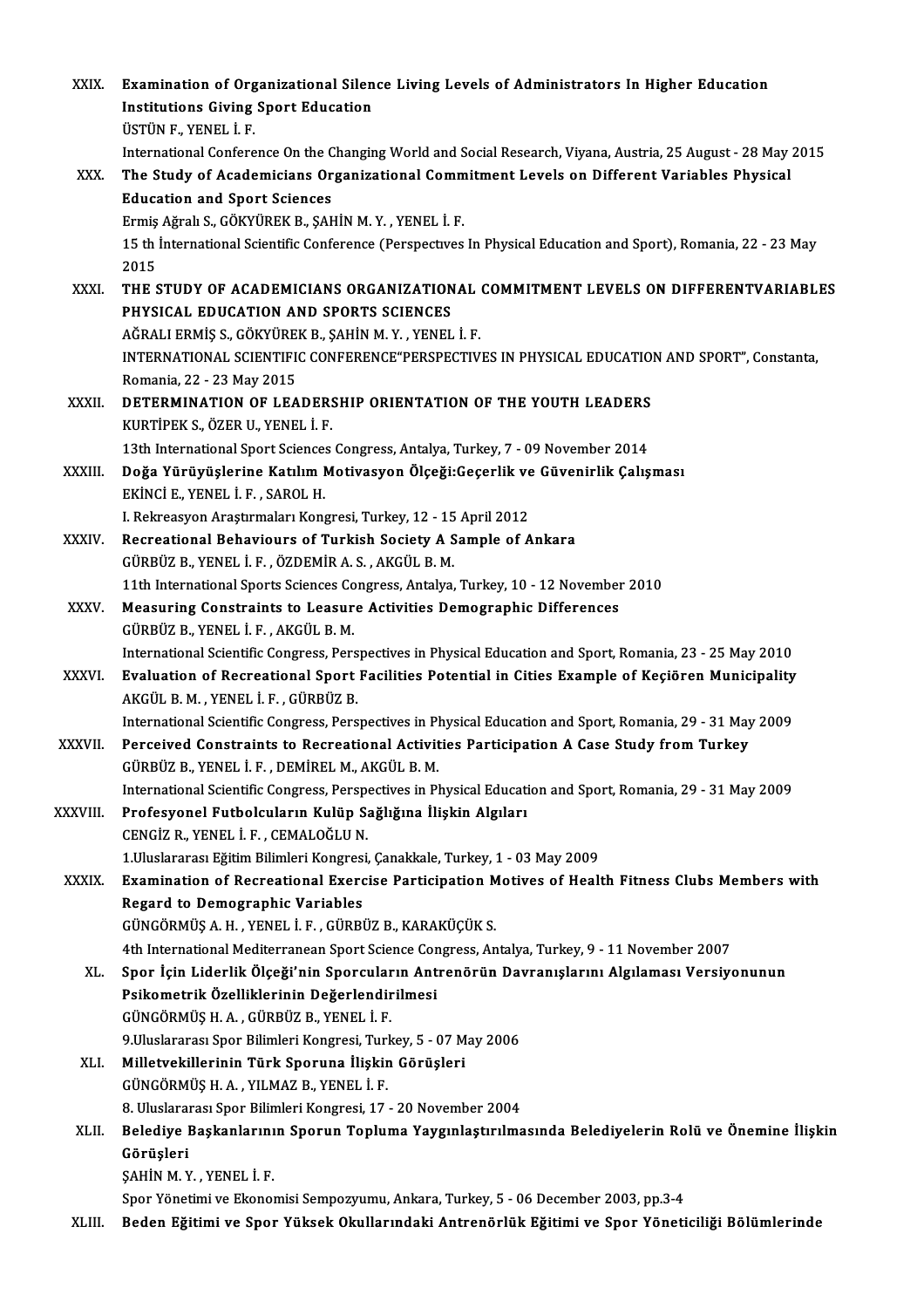XXIX. **Examination of Organizational Silence Living Levels of Administrators In Higher Education Institutions Giving Sport Education**
ÜSTÜN F., YENEL İ. F.
International Conference On the Changing World and Social Research, Viyana, Austria, 25 August - 28 May 2015

XXX. **The Study of Academicians Organizational Commitment Levels on Different Variables Physical Education and Sport Sciences**
Ermiş Ağralı S., GÖKYÜREK B., ŞAHİN M. Y. , YENEL İ. F.
15 th İnternational Scientific Conference (Perspectıves In Physical Education and Sport), Romania, 22 - 23 May 2015

XXXI. **THE STUDY OF ACADEMICIANS ORGANIZATIONAL COMMITMENT LEVELS ON DIFFERENTVARIABLES PHYSICAL EDUCATION AND SPORTS SCIENCES**
AĞRALI ERMİŞ S., GÖKYÜREK B., ŞAHİN M. Y. , YENEL İ. F.
INTERNATIONAL SCIENTIFIC CONFERENCE"PERSPECTIVES IN PHYSICAL EDUCATION AND SPORT", Constanta, Romania, 22 - 23 May 2015

XXXII. **DETERMINATION OF LEADERSHIP ORIENTATION OF THE YOUTH LEADERS**
KURTİPEK S., ÖZER U., YENEL İ. F.
13th International Sport Sciences Congress, Antalya, Turkey, 7 - 09 November 2014

XXXIII. **Doğa Yürüyüşlerine Katılım Motivasyon Ölçeği:Geçerlik ve Güvenirlik Çalışması**
EKİNCİ E., YENEL İ. F. , SAROL H.
I. Rekreasyon Araştırmaları Kongresi, Turkey, 12 - 15 April 2012

XXXIV. **Recreational Behaviours of Turkish Society A Sample of Ankara**
GÜRBÜZ B., YENEL İ. F. , ÖZDEMİR A. S. , AKGÜL B. M.
11th International Sports Sciences Congress, Antalya, Turkey, 10 - 12 November 2010

XXXV. **Measuring Constraints to Leasure Activities Demographic Differences**
GÜRBÜZ B., YENEL İ. F. , AKGÜL B. M.
International Scientific Congress, Perspectives in Physical Education and Sport, Romania, 23 - 25 May 2010

XXXVI. **Evaluation of Recreational Sport Facilities Potential in Cities Example of Keçiören Municipality**
AKGÜL B. M. , YENEL İ. F. , GÜRBÜZ B.
International Scientific Congress, Perspectives in Physical Education and Sport, Romania, 29 - 31 May 2009

XXXVII. **Perceived Constraints to Recreational Activities Participation A Case Study from Turkey**
GÜRBÜZ B., YENEL İ. F. , DEMİREL M., AKGÜL B. M.
International Scientific Congress, Perspectives in Physical Education and Sport, Romania, 29 - 31 May 2009

XXXVIII. **Profesyonel Futbolcuların Kulüp Sağlığına İlişkin Algıları**
CENGİZ R., YENEL İ. F. , CEMALOĞLU N.
1.Uluslararası Eğitim Bilimleri Kongresi, Çanakkale, Turkey, 1 - 03 May 2009

XXXIX. **Examination of Recreational Exercise Participation Motives of Health Fitness Clubs Members with Regard to Demographic Variables**
GÜNGÖRMÜŞ A. H. , YENEL İ. F. , GÜRBÜZ B., KARAKÜÇÜK S.
4th International Mediterranean Sport Science Congress, Antalya, Turkey, 9 - 11 November 2007

XL. **Spor İçin Liderlik Ölçeği'nin Sporcuların Antrenörün Davranışlarını Algılaması Versiyonunun Psikometrik Özelliklerinin Değerlendirilmesi**
GÜNGÖRMÜŞ H. A. , GÜRBÜZ B., YENEL İ. F.
9.Uluslararası Spor Bilimleri Kongresi, Turkey, 5 - 07 May 2006

XLI. **Milletvekillerinin Türk Sporuna İlişkin Görüşleri**
GÜNGÖRMÜŞ H. A. , YILMAZ B., YENEL İ. F.
8. Uluslararası Spor Bilimleri Kongresi, 17 - 20 November 2004

XLII. **Belediye Başkanlarının Sporun Topluma Yaygınlaştırılmasında Belediyelerin Rolü ve Önemine İlişkin Görüşleri**
ŞAHİN M. Y. , YENEL İ. F.
Spor Yönetimi ve Ekonomisi Sempozyumu, Ankara, Turkey, 5 - 06 December 2003, pp.3-4

XLIII. **Beden Eğitimi ve Spor Yüksek Okullarındaki Antrenörlük Eğitimi ve Spor Yöneticiliği Bölümlerinde**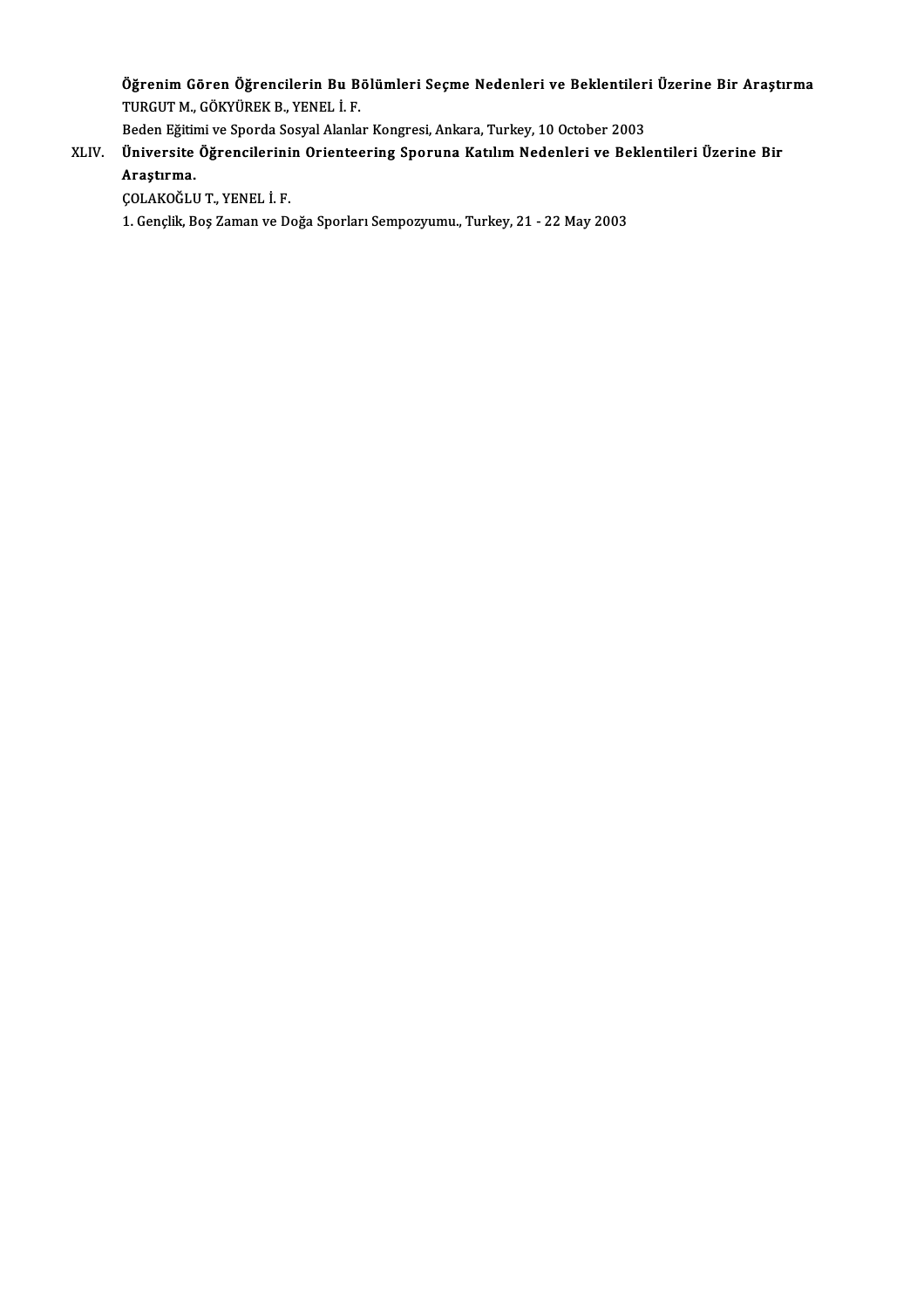**Öğrenim Gören Öğrencilerin Bu Bölümleri Seçme Nedenleri ve Beklentileri Üzerine Bir Araştırma**
TURGUT M., GÖKYÜREK B., YENEL İ. F.
Beden Eğitimi ve Sporda Sosyal Alanlar Kongresi, Ankara, Turkey, 10 October 2003

XLIV. **Üniversite Öğrencilerinin Orienteering Sporuna Katılım Nedenleri ve Beklentileri Üzerine Bir Araştırma.**
ÇOLAKOĞLU T., YENEL İ. F.
1. Gençlik, Boş Zaman ve Doğa Sporları Sempozyumu., Turkey, 21 - 22 May 2003